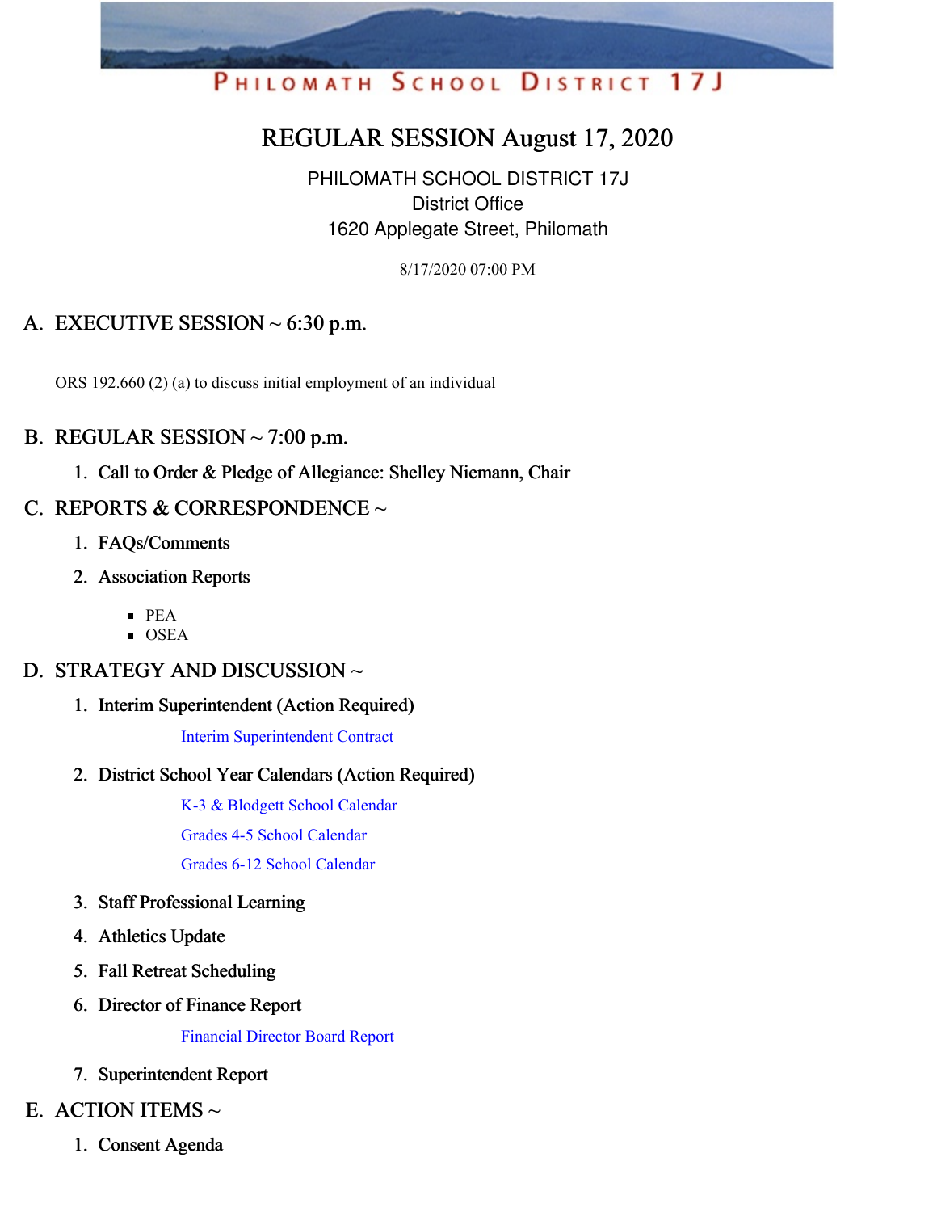PHILOMATH SCHOOL DISTRICT 17J

# REGULAR SESSION August 17, 2020

PHILOMATH SCHOOL DISTRICT 17J
District Office
1620 Applegate Street, Philomath

8/17/2020 07:00 PM

## A. EXECUTIVE SESSION ~ 6:30 p.m.

ORS 192.660 (2) (a) to discuss initial employment of an individual

## B. REGULAR SESSION ~ 7:00 p.m.

1. Call to Order & Pledge of Allegiance: Shelley Niemann, Chair

## C. REPORTS & CORRESPONDENCE ~

1. FAQs/Comments
2. Association Reports
   - PEA
   - OSEA

## D. STRATEGY AND DISCUSSION ~

1. Interim Superintendent (Action Required)

   Interim Superintendent Contract

2. District School Year Calendars (Action Required)

   K-3 & Blodgett School Calendar

   Grades 4-5 School Calendar

   Grades 6-12 School Calendar

3. Staff Professional Learning
4. Athletics Update
5. Fall Retreat Scheduling
6. Director of Finance Report

   Financial Director Board Report

7. Superintendent Report

## E. ACTION ITEMS ~

1. Consent Agenda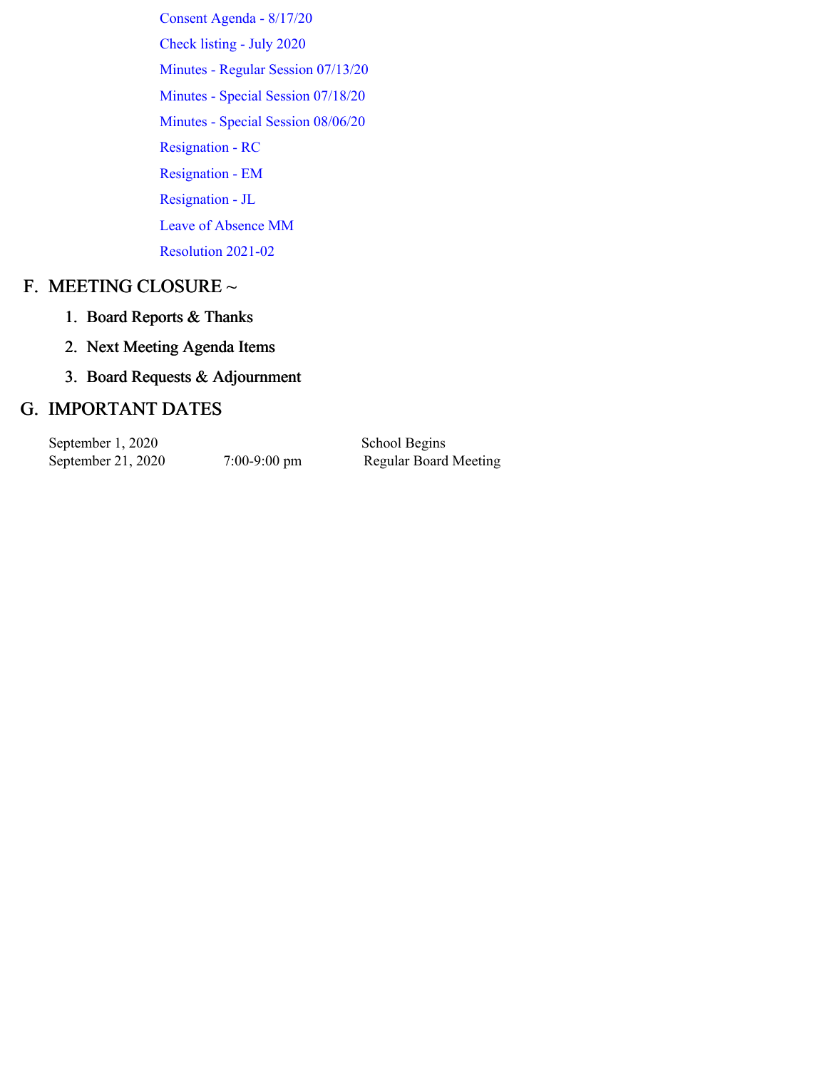- Consent Agenda - 8/17/20
- Check listing - July 2020
- Minutes - Regular Session 07/13/20
- Minutes - Special Session 07/18/20
- Minutes - Special Session 08/06/20
- Resignation - RC
- Resignation - EM
- Resignation - JL
- Leave of Absence MM
- Resolution 2021-02

## F. MEETING CLOSURE ~

1. **Board Reports & Thanks**
2. **Next Meeting Agenda Items**
3. **Board Requests & Adjournment**

## G. IMPORTANT DATES

| | | |
|---|---|---|
| September 1, 2020 | | School Begins |
| September 21, 2020 | 7:00-9:00 pm | Regular Board Meeting |